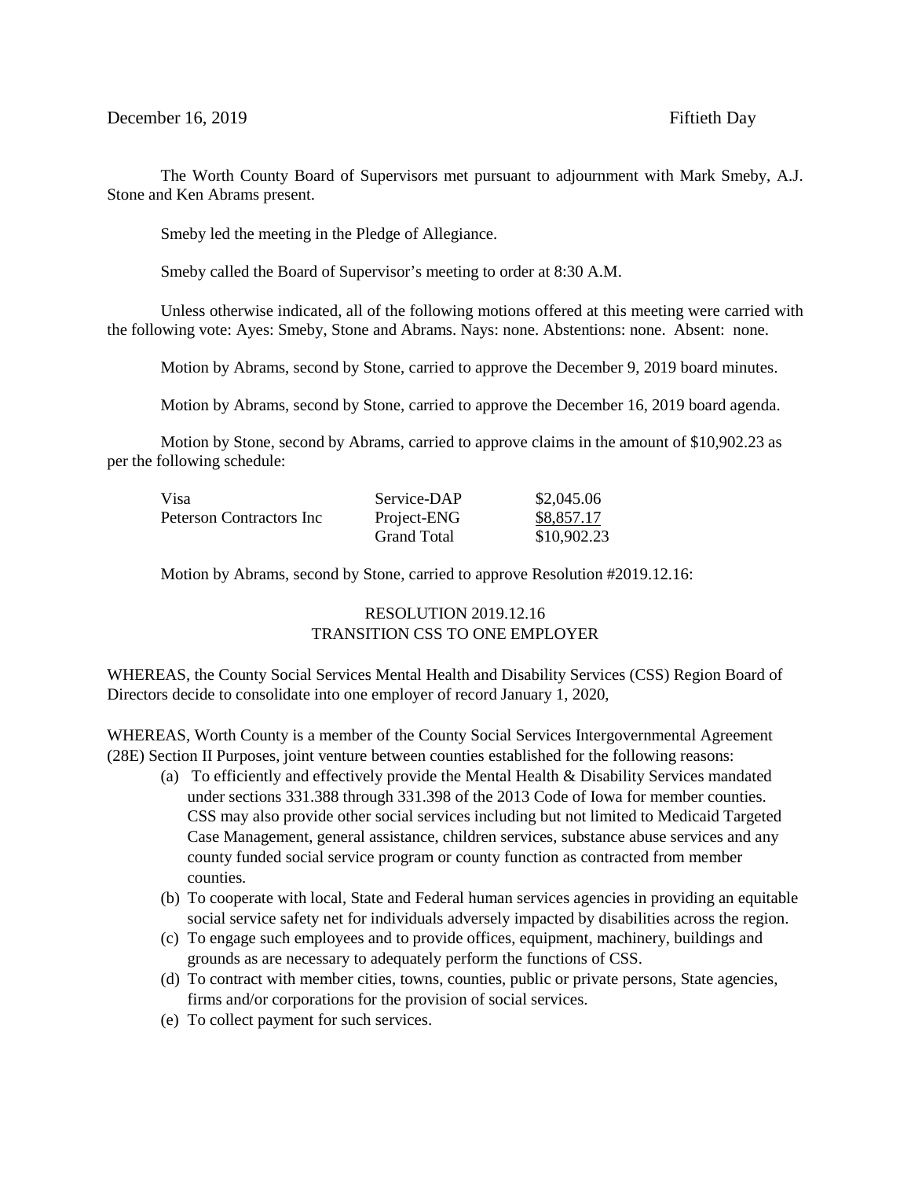December 16, 2019 Fiftieth Day

The Worth County Board of Supervisors met pursuant to adjournment with Mark Smeby, A.J. Stone and Ken Abrams present.

Smeby led the meeting in the Pledge of Allegiance.

Smeby called the Board of Supervisor's meeting to order at 8:30 A.M.

Unless otherwise indicated, all of the following motions offered at this meeting were carried with the following vote: Ayes: Smeby, Stone and Abrams. Nays: none. Abstentions: none. Absent: none.

Motion by Abrams, second by Stone, carried to approve the December 9, 2019 board minutes.

Motion by Abrams, second by Stone, carried to approve the December 16, 2019 board agenda.

Motion by Stone, second by Abrams, carried to approve claims in the amount of $10,902.23 as per the following schedule:

| | | |
|---|---|---|
| Visa | Service-DAP | $2,045.06 |
| Peterson Contractors Inc | Project-ENG | $8,857.17 |
| | Grand Total | $10,902.23 |

Motion by Abrams, second by Stone, carried to approve Resolution #2019.12.16:

RESOLUTION 2019.12.16
TRANSITION CSS TO ONE EMPLOYER

WHEREAS, the County Social Services Mental Health and Disability Services (CSS) Region Board of Directors decide to consolidate into one employer of record January 1, 2020,

WHEREAS, Worth County is a member of the County Social Services Intergovernmental Agreement (28E) Section II Purposes, joint venture between counties established for the following reasons:

(a) To efficiently and effectively provide the Mental Health & Disability Services mandated under sections 331.388 through 331.398 of the 2013 Code of Iowa for member counties. CSS may also provide other social services including but not limited to Medicaid Targeted Case Management, general assistance, children services, substance abuse services and any county funded social service program or county function as contracted from member counties.

(b) To cooperate with local, State and Federal human services agencies in providing an equitable social service safety net for individuals adversely impacted by disabilities across the region.

(c) To engage such employees and to provide offices, equipment, machinery, buildings and grounds as are necessary to adequately perform the functions of CSS.

(d) To contract with member cities, towns, counties, public or private persons, State agencies, firms and/or corporations for the provision of social services.

(e) To collect payment for such services.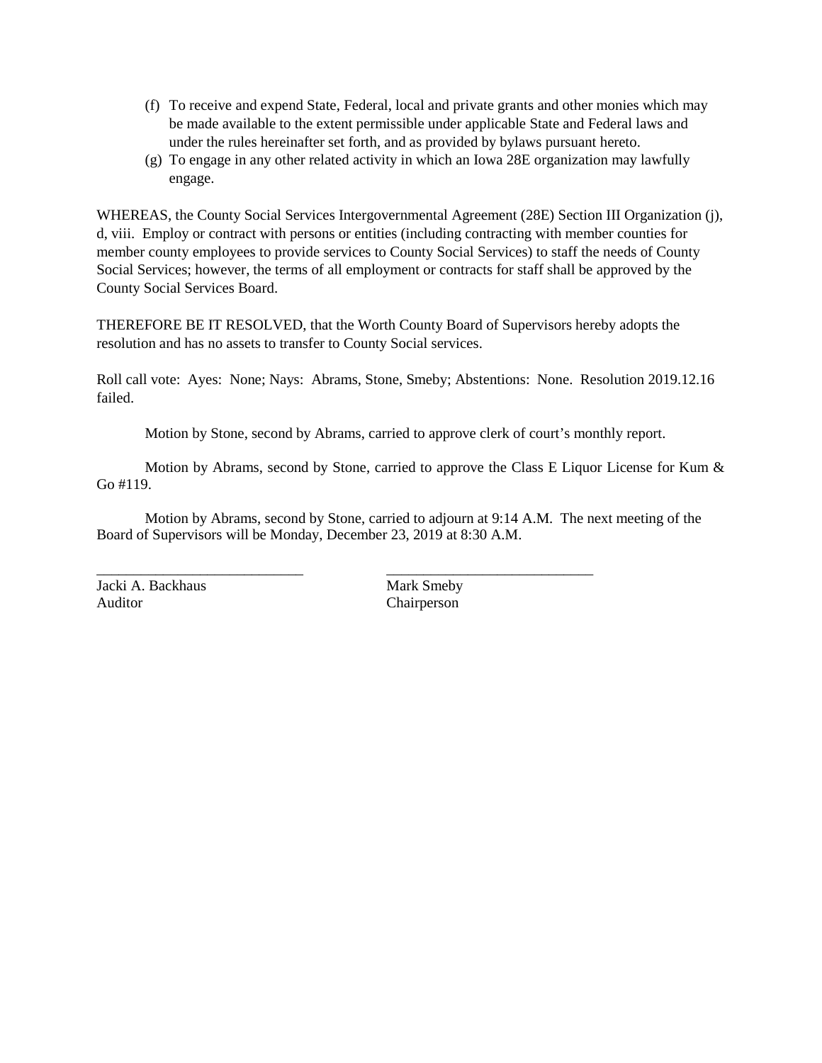(f) To receive and expend State, Federal, local and private grants and other monies which may be made available to the extent permissible under applicable State and Federal laws and under the rules hereinafter set forth, and as provided by bylaws pursuant hereto.

(g) To engage in any other related activity in which an Iowa 28E organization may lawfully engage.

WHEREAS, the County Social Services Intergovernmental Agreement (28E) Section III Organization (j), d, viii. Employ or contract with persons or entities (including contracting with member counties for member county employees to provide services to County Social Services) to staff the needs of County Social Services; however, the terms of all employment or contracts for staff shall be approved by the County Social Services Board.

THEREFORE BE IT RESOLVED, that the Worth County Board of Supervisors hereby adopts the resolution and has no assets to transfer to County Social services.

Roll call vote: Ayes: None; Nays: Abrams, Stone, Smeby; Abstentions: None. Resolution 2019.12.16 failed.

Motion by Stone, second by Abrams, carried to approve clerk of court's monthly report.

Motion by Abrams, second by Stone, carried to approve the Class E Liquor License for Kum & Go #119.

Motion by Abrams, second by Stone, carried to adjourn at 9:14 A.M. The next meeting of the Board of Supervisors will be Monday, December 23, 2019 at 8:30 A.M.

| | |
|---|---|
| ____________________________ | ____________________________ |
| Jacki A. Backhaus | Mark Smeby |
| Auditor | Chairperson |